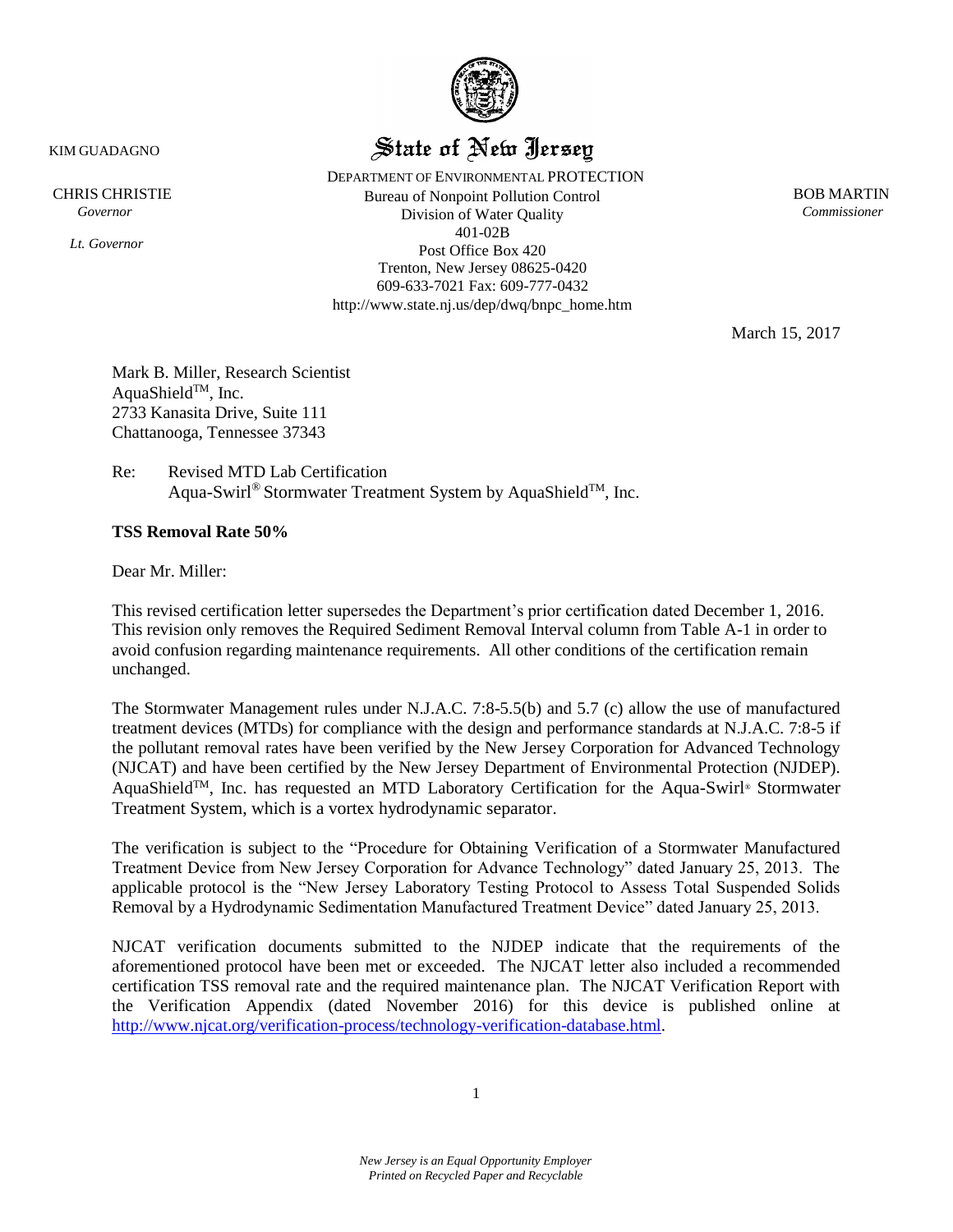KIM GUADAGNO

CHRIS CHRISTIE
*Governor*

*Lt. Governor*

# State of New Jersey

DEPARTMENT OF ENVIRONMENTAL PROTECTION
Bureau of Nonpoint Pollution Control
Division of Water Quality
401-02B
Post Office Box 420
Trenton, New Jersey 08625-0420
609-633-7021 Fax: 609-777-0432
http://www.state.nj.us/dep/dwq/bnpc_home.htm

BOB MARTIN
*Commissioner*

March 15, 2017

Mark B. Miller, Research Scientist
AquaShield™, Inc.
2733 Kanasita Drive, Suite 111
Chattanooga, Tennessee 37343

Re: Revised MTD Lab Certification
Aqua-Swirl® Stormwater Treatment System by AquaShield™, Inc.

**TSS Removal Rate 50%**

Dear Mr. Miller:

This revised certification letter supersedes the Department's prior certification dated December 1, 2016. This revision only removes the Required Sediment Removal Interval column from Table A-1 in order to avoid confusion regarding maintenance requirements. All other conditions of the certification remain unchanged.

The Stormwater Management rules under N.J.A.C. 7:8-5.5(b) and 5.7 (c) allow the use of manufactured treatment devices (MTDs) for compliance with the design and performance standards at N.J.A.C. 7:8-5 if the pollutant removal rates have been verified by the New Jersey Corporation for Advanced Technology (NJCAT) and have been certified by the New Jersey Department of Environmental Protection (NJDEP). AquaShield™, Inc. has requested an MTD Laboratory Certification for the Aqua-Swirl® Stormwater Treatment System, which is a vortex hydrodynamic separator.

The verification is subject to the "Procedure for Obtaining Verification of a Stormwater Manufactured Treatment Device from New Jersey Corporation for Advance Technology" dated January 25, 2013. The applicable protocol is the "New Jersey Laboratory Testing Protocol to Assess Total Suspended Solids Removal by a Hydrodynamic Sedimentation Manufactured Treatment Device" dated January 25, 2013.

NJCAT verification documents submitted to the NJDEP indicate that the requirements of the aforementioned protocol have been met or exceeded. The NJCAT letter also included a recommended certification TSS removal rate and the required maintenance plan. The NJCAT Verification Report with the Verification Appendix (dated November 2016) for this device is published online at http://www.njcat.org/verification-process/technology-verification-database.html.

*New Jersey is an Equal Opportunity Employer*
*Printed on Recycled Paper and Recyclable*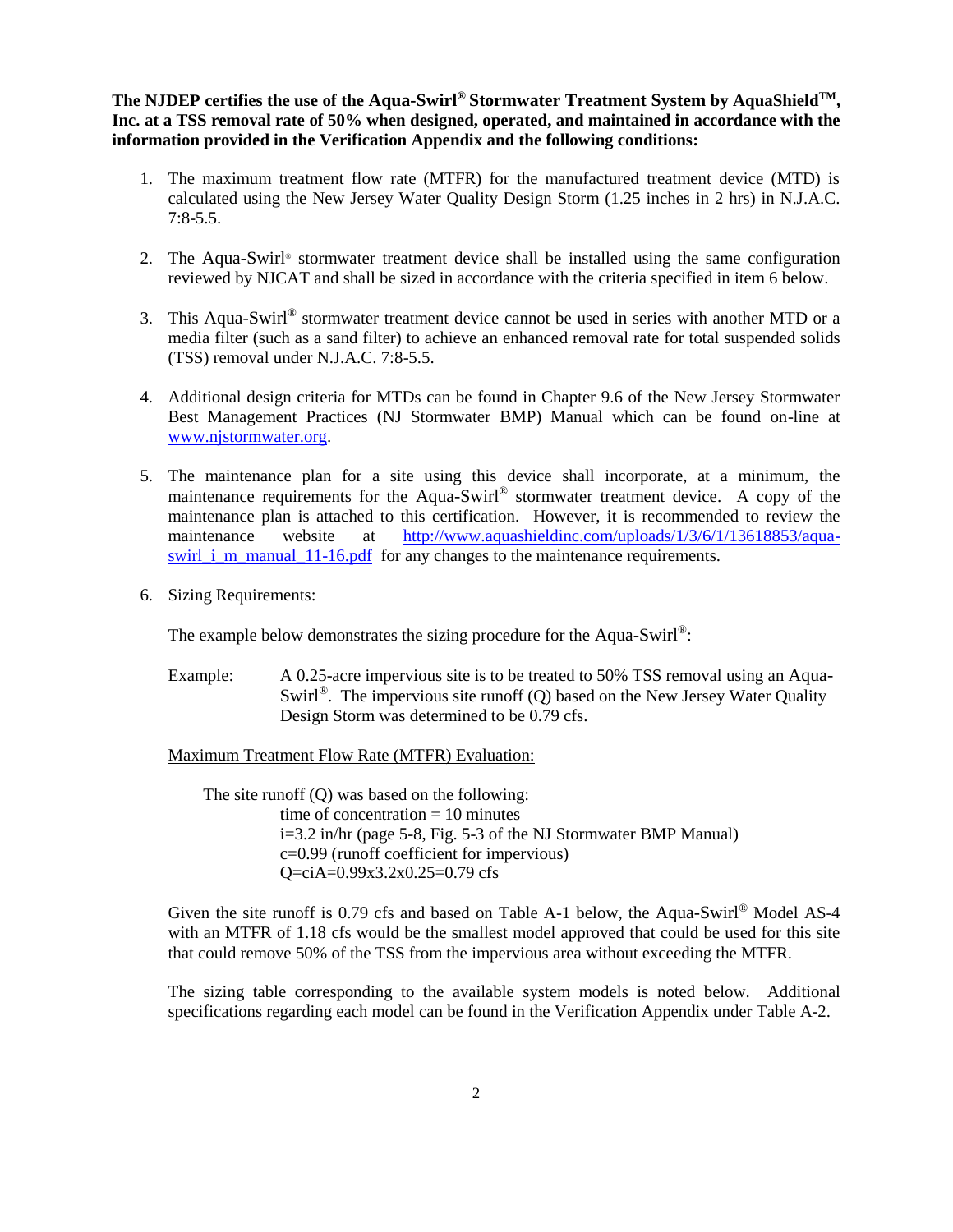**The NJDEP certifies the use of the Aqua-Swirl® Stormwater Treatment System by AquaShield™, Inc. at a TSS removal rate of 50% when designed, operated, and maintained in accordance with the information provided in the Verification Appendix and the following conditions:**

1. The maximum treatment flow rate (MTFR) for the manufactured treatment device (MTD) is calculated using the New Jersey Water Quality Design Storm (1.25 inches in 2 hrs) in N.J.A.C. 7:8-5.5.

2. The Aqua-Swirl® stormwater treatment device shall be installed using the same configuration reviewed by NJCAT and shall be sized in accordance with the criteria specified in item 6 below.

3. This Aqua-Swirl® stormwater treatment device cannot be used in series with another MTD or a media filter (such as a sand filter) to achieve an enhanced removal rate for total suspended solids (TSS) removal under N.J.A.C. 7:8-5.5.

4. Additional design criteria for MTDs can be found in Chapter 9.6 of the New Jersey Stormwater Best Management Practices (NJ Stormwater BMP) Manual which can be found on-line at [www.njstormwater.org](www.njstormwater.org).

5. The maintenance plan for a site using this device shall incorporate, at a minimum, the maintenance requirements for the Aqua-Swirl® stormwater treatment device. A copy of the maintenance plan is attached to this certification. However, it is recommended to review the maintenance website at [http://www.aquashieldinc.com/uploads/1/3/6/1/13618853/aqua-swirl_i_m_manual_11-16.pdf](http://www.aquashieldinc.com/uploads/1/3/6/1/13618853/aqua-swirl_i_m_manual_11-16.pdf) for any changes to the maintenance requirements.

6. Sizing Requirements:

   The example below demonstrates the sizing procedure for the Aqua-Swirl®:

   Example: A 0.25-acre impervious site is to be treated to 50% TSS removal using an Aqua-Swirl®. The impervious site runoff (Q) based on the New Jersey Water Quality Design Storm was determined to be 0.79 cfs.

   Maximum Treatment Flow Rate (MTFR) Evaluation:

   The site runoff (Q) was based on the following:
   time of concentration = 10 minutes
   i=3.2 in/hr (page 5-8, Fig. 5-3 of the NJ Stormwater BMP Manual)
   c=0.99 (runoff coefficient for impervious)
   Q=ciA=0.99x3.2x0.25=0.79 cfs

   Given the site runoff is 0.79 cfs and based on Table A-1 below, the Aqua-Swirl® Model AS-4 with an MTFR of 1.18 cfs would be the smallest model approved that could be used for this site that could remove 50% of the TSS from the impervious area without exceeding the MTFR.

   The sizing table corresponding to the available system models is noted below. Additional specifications regarding each model can be found in the Verification Appendix under Table A-2.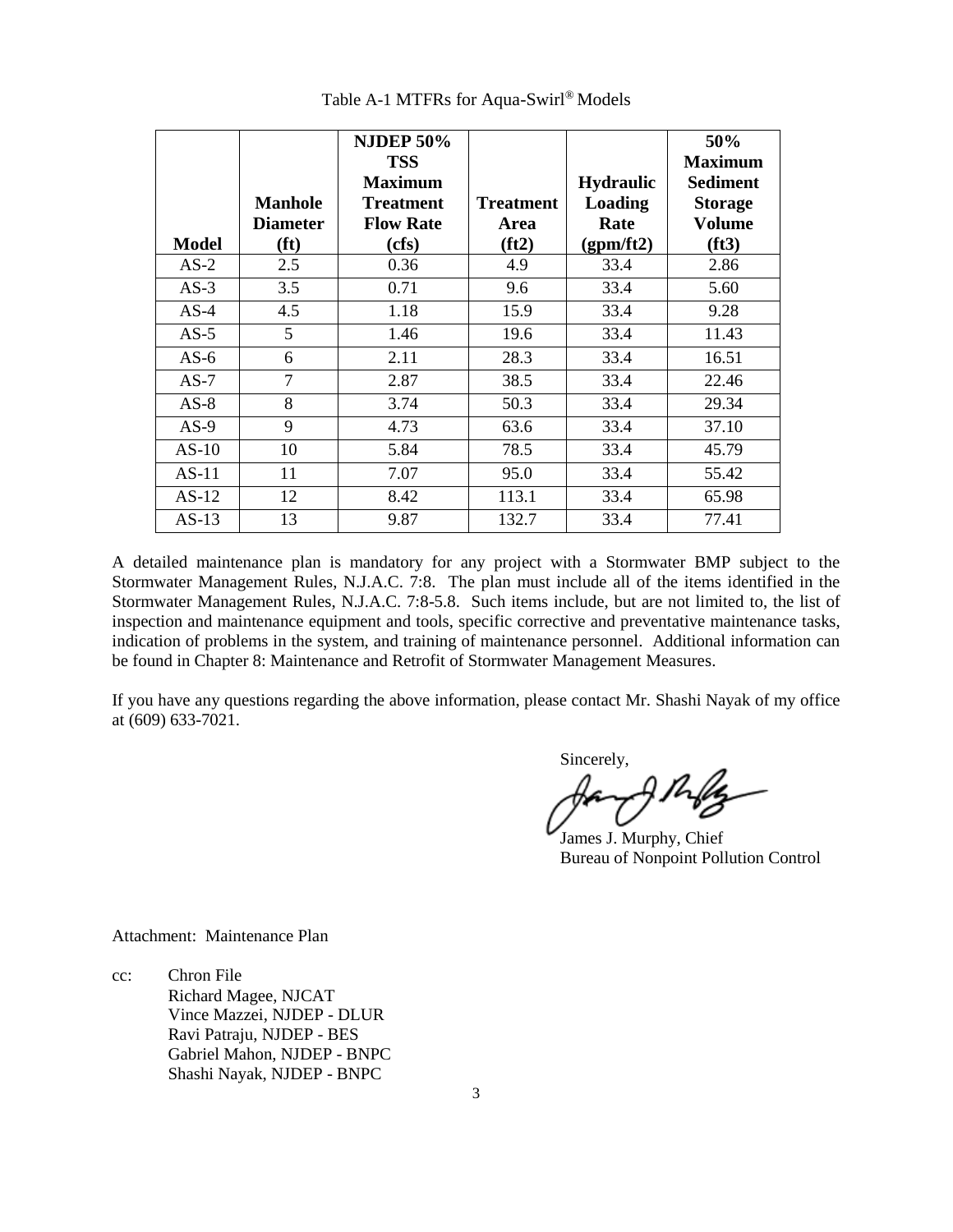Table A-1 MTFRs for Aqua-Swirl® Models

| Model | Manhole Diameter (ft) | NJDEP 50% TSS Maximum Treatment Flow Rate (cfs) | Treatment Area (ft2) | Hydraulic Loading Rate (gpm/ft2) | 50% Maximum Sediment Storage Volume (ft3) |
|---|---|---|---|---|---|
| AS-2 | 2.5 | 0.36 | 4.9 | 33.4 | 2.86 |
| AS-3 | 3.5 | 0.71 | 9.6 | 33.4 | 5.60 |
| AS-4 | 4.5 | 1.18 | 15.9 | 33.4 | 9.28 |
| AS-5 | 5 | 1.46 | 19.6 | 33.4 | 11.43 |
| AS-6 | 6 | 2.11 | 28.3 | 33.4 | 16.51 |
| AS-7 | 7 | 2.87 | 38.5 | 33.4 | 22.46 |
| AS-8 | 8 | 3.74 | 50.3 | 33.4 | 29.34 |
| AS-9 | 9 | 4.73 | 63.6 | 33.4 | 37.10 |
| AS-10 | 10 | 5.84 | 78.5 | 33.4 | 45.79 |
| AS-11 | 11 | 7.07 | 95.0 | 33.4 | 55.42 |
| AS-12 | 12 | 8.42 | 113.1 | 33.4 | 65.98 |
| AS-13 | 13 | 9.87 | 132.7 | 33.4 | 77.41 |

A detailed maintenance plan is mandatory for any project with a Stormwater BMP subject to the Stormwater Management Rules, N.J.A.C. 7:8. The plan must include all of the items identified in the Stormwater Management Rules, N.J.A.C. 7:8-5.8. Such items include, but are not limited to, the list of inspection and maintenance equipment and tools, specific corrective and preventative maintenance tasks, indication of problems in the system, and training of maintenance personnel. Additional information can be found in Chapter 8: Maintenance and Retrofit of Stormwater Management Measures.

If you have any questions regarding the above information, please contact Mr. Shashi Nayak of my office at (609) 633-7021.

Sincerely,

James J. Murphy, Chief
Bureau of Nonpoint Pollution Control

Attachment: Maintenance Plan

cc: Chron File
Richard Magee, NJCAT
Vince Mazzei, NJDEP - DLUR
Ravi Patraju, NJDEP - BES
Gabriel Mahon, NJDEP - BNPC
Shashi Nayak, NJDEP - BNPC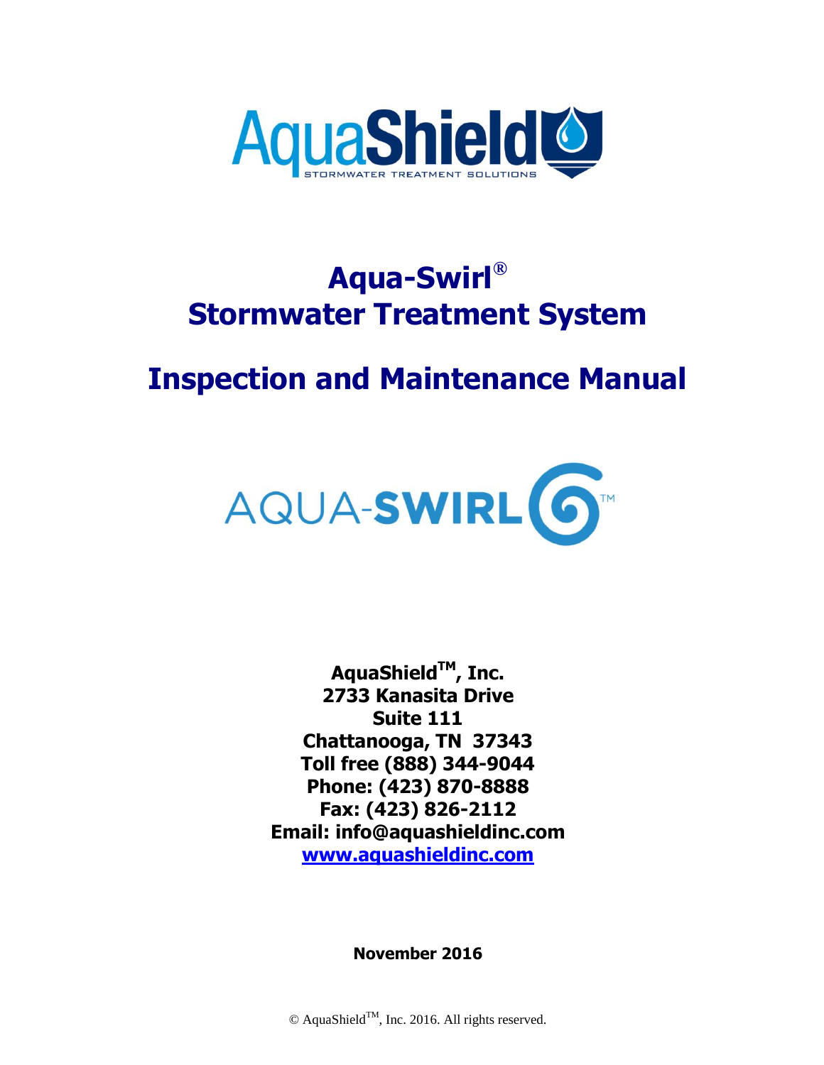# Aqua-Swirl®
# Stormwater Treatment System

# Inspection and Maintenance Manual

**AquaShield™, Inc.**
**2733 Kanasita Drive**
**Suite 111**
**Chattanooga, TN 37343**
**Toll free (888) 344-9044**
**Phone: (423) 870-8888**
**Fax: (423) 826-2112**
**Email: info@aquashieldinc.com**
**www.aquashieldinc.com**

**November 2016**

© AquaShield™, Inc. 2016. All rights reserved.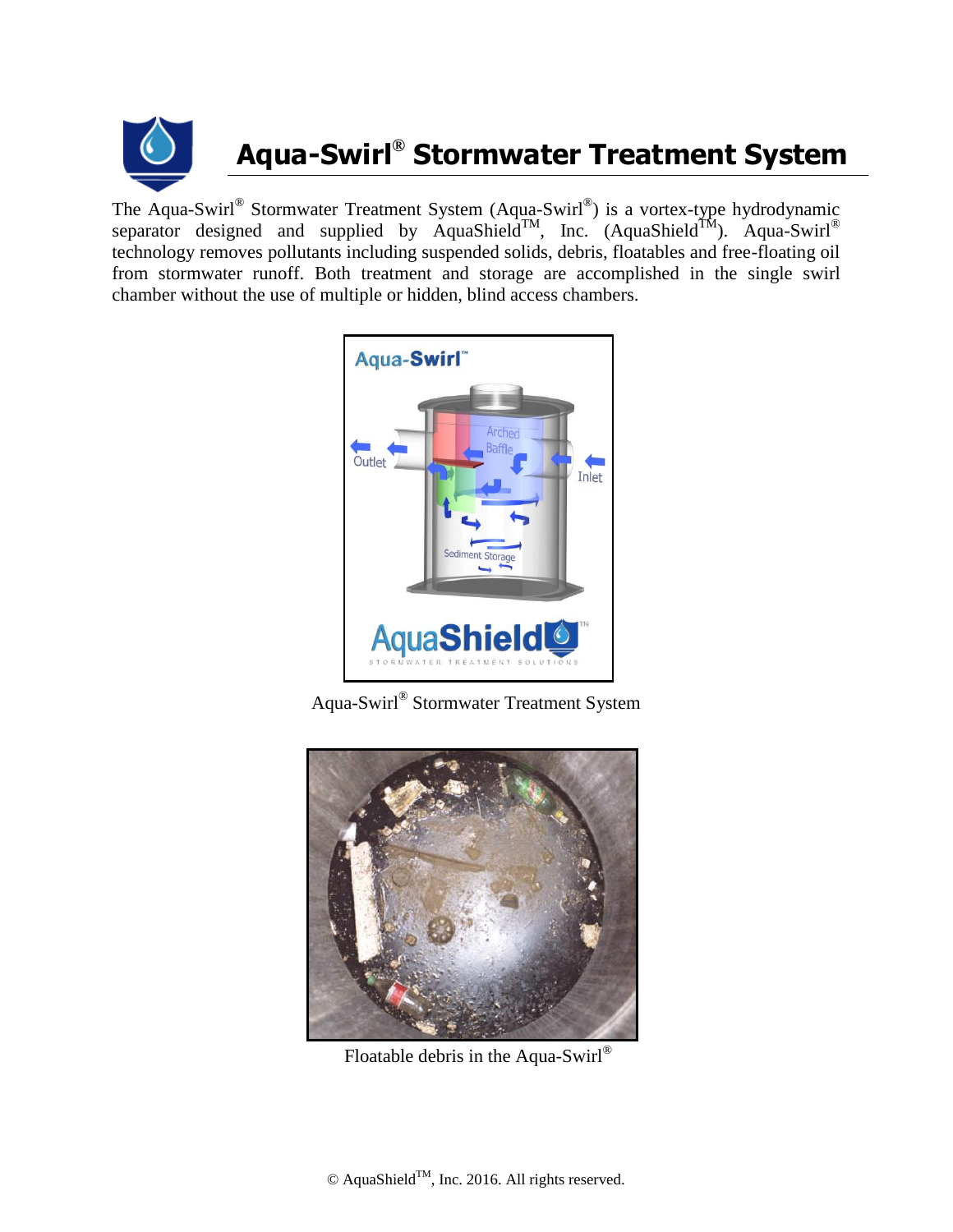# Aqua-Swirl® Stormwater Treatment System

The Aqua-Swirl® Stormwater Treatment System (Aqua-Swirl®) is a vortex-type hydrodynamic separator designed and supplied by AquaShield™, Inc. (AquaShield™). Aqua-Swirl® technology removes pollutants including suspended solids, debris, floatables and free-floating oil from stormwater runoff. Both treatment and storage are accomplished in the single swirl chamber without the use of multiple or hidden, blind access chambers.

Aqua-Swirl® Stormwater Treatment System

Floatable debris in the Aqua-Swirl®

© AquaShield™, Inc. 2016. All rights reserved.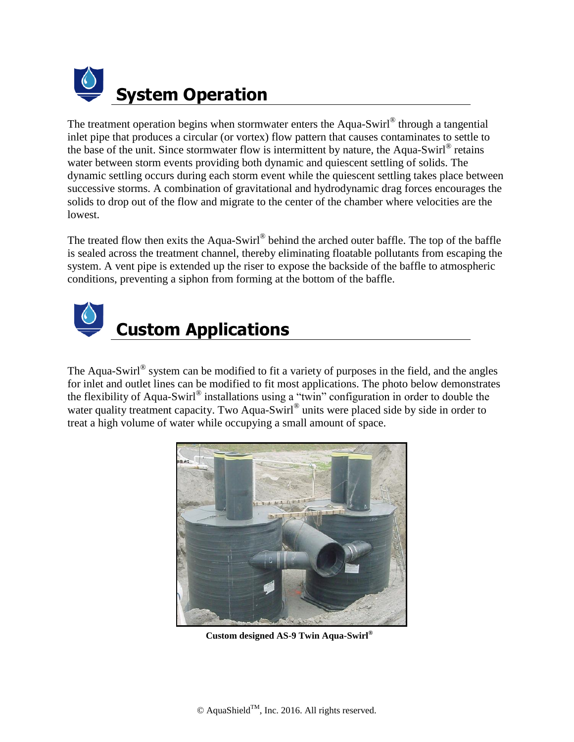# System Operation

The treatment operation begins when stormwater enters the Aqua-Swirl® through a tangential inlet pipe that produces a circular (or vortex) flow pattern that causes contaminates to settle to the base of the unit. Since stormwater flow is intermittent by nature, the Aqua-Swirl® retains water between storm events providing both dynamic and quiescent settling of solids. The dynamic settling occurs during each storm event while the quiescent settling takes place between successive storms. A combination of gravitational and hydrodynamic drag forces encourages the solids to drop out of the flow and migrate to the center of the chamber where velocities are the lowest.

The treated flow then exits the Aqua-Swirl® behind the arched outer baffle. The top of the baffle is sealed across the treatment channel, thereby eliminating floatable pollutants from escaping the system. A vent pipe is extended up the riser to expose the backside of the baffle to atmospheric conditions, preventing a siphon from forming at the bottom of the baffle.

# Custom Applications

The Aqua-Swirl® system can be modified to fit a variety of purposes in the field, and the angles for inlet and outlet lines can be modified to fit most applications. The photo below demonstrates the flexibility of Aqua-Swirl® installations using a "twin" configuration in order to double the water quality treatment capacity. Two Aqua-Swirl® units were placed side by side in order to treat a high volume of water while occupying a small amount of space.

**Custom designed AS-9 Twin Aqua-Swirl®**

© AquaShield™, Inc. 2016. All rights reserved.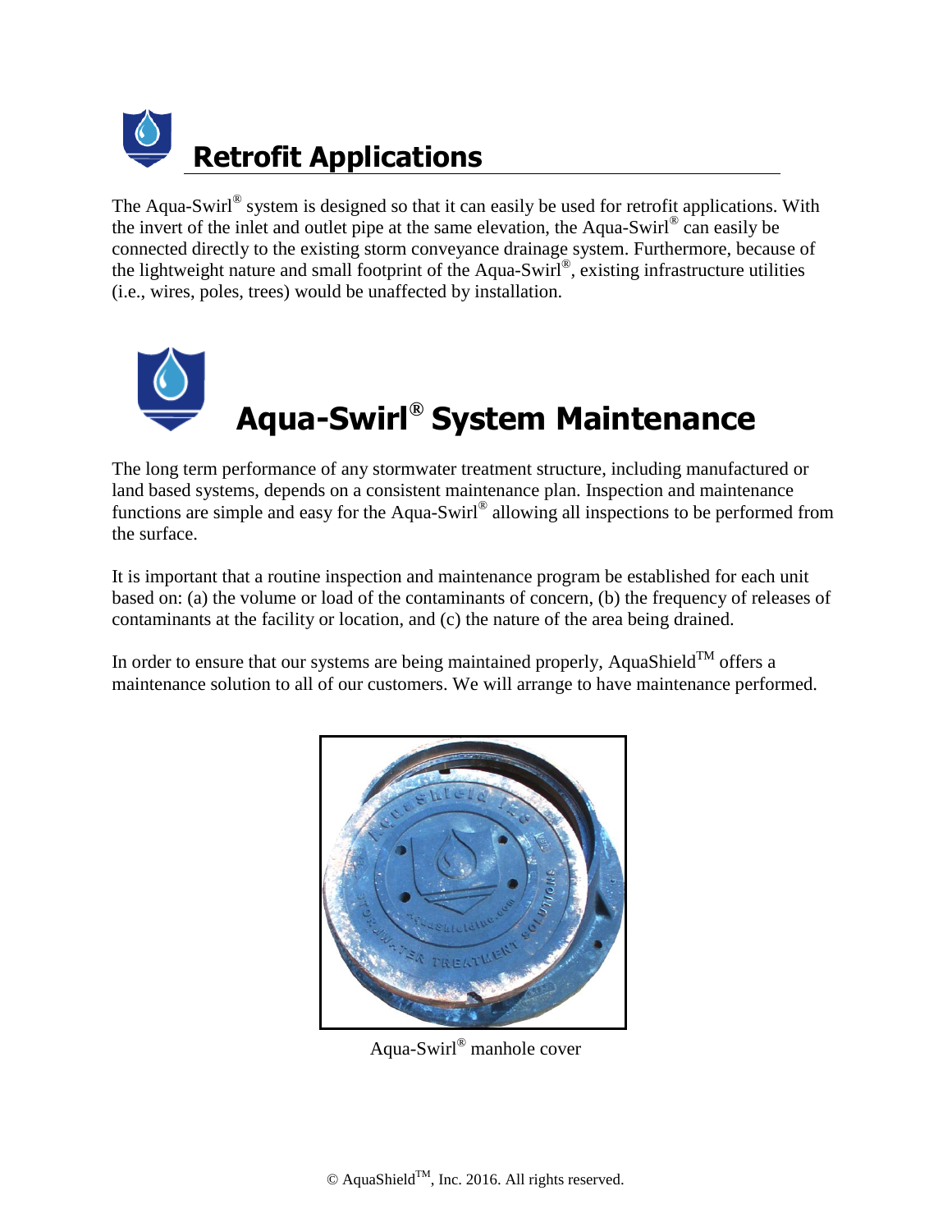# Retrofit Applications

The Aqua-Swirl® system is designed so that it can easily be used for retrofit applications. With the invert of the inlet and outlet pipe at the same elevation, the Aqua-Swirl® can easily be connected directly to the existing storm conveyance drainage system. Furthermore, because of the lightweight nature and small footprint of the Aqua-Swirl®, existing infrastructure utilities (i.e., wires, poles, trees) would be unaffected by installation.

# Aqua-Swirl® System Maintenance

The long term performance of any stormwater treatment structure, including manufactured or land based systems, depends on a consistent maintenance plan. Inspection and maintenance functions are simple and easy for the Aqua-Swirl® allowing all inspections to be performed from the surface.

It is important that a routine inspection and maintenance program be established for each unit based on: (a) the volume or load of the contaminants of concern, (b) the frequency of releases of contaminants at the facility or location, and (c) the nature of the area being drained.

In order to ensure that our systems are being maintained properly, AquaShield™ offers a maintenance solution to all of our customers. We will arrange to have maintenance performed.

Aqua-Swirl® manhole cover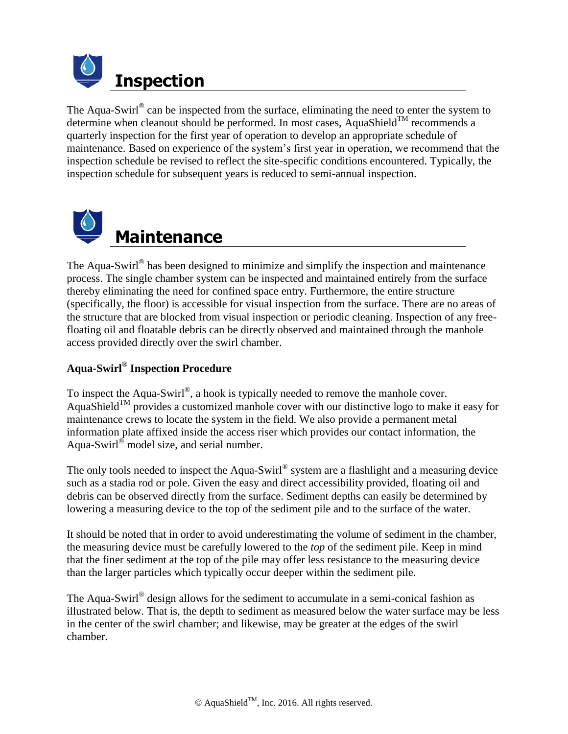# Inspection

The Aqua-Swirl® can be inspected from the surface, eliminating the need to enter the system to determine when cleanout should be performed. In most cases, AquaShield™ recommends a quarterly inspection for the first year of operation to develop an appropriate schedule of maintenance. Based on experience of the system's first year in operation, we recommend that the inspection schedule be revised to reflect the site-specific conditions encountered. Typically, the inspection schedule for subsequent years is reduced to semi-annual inspection.

# Maintenance

The Aqua-Swirl® has been designed to minimize and simplify the inspection and maintenance process. The single chamber system can be inspected and maintained entirely from the surface thereby eliminating the need for confined space entry. Furthermore, the entire structure (specifically, the floor) is accessible for visual inspection from the surface. There are no areas of the structure that are blocked from visual inspection or periodic cleaning. Inspection of any free-floating oil and floatable debris can be directly observed and maintained through the manhole access provided directly over the swirl chamber.

**Aqua-Swirl® Inspection Procedure**

To inspect the Aqua-Swirl®, a hook is typically needed to remove the manhole cover. AquaShield™ provides a customized manhole cover with our distinctive logo to make it easy for maintenance crews to locate the system in the field. We also provide a permanent metal information plate affixed inside the access riser which provides our contact information, the Aqua-Swirl® model size, and serial number.

The only tools needed to inspect the Aqua-Swirl® system are a flashlight and a measuring device such as a stadia rod or pole. Given the easy and direct accessibility provided, floating oil and debris can be observed directly from the surface. Sediment depths can easily be determined by lowering a measuring device to the top of the sediment pile and to the surface of the water.

It should be noted that in order to avoid underestimating the volume of sediment in the chamber, the measuring device must be carefully lowered to the *top* of the sediment pile. Keep in mind that the finer sediment at the top of the pile may offer less resistance to the measuring device than the larger particles which typically occur deeper within the sediment pile.

The Aqua-Swirl® design allows for the sediment to accumulate in a semi-conical fashion as illustrated below. That is, the depth to sediment as measured below the water surface may be less in the center of the swirl chamber; and likewise, may be greater at the edges of the swirl chamber.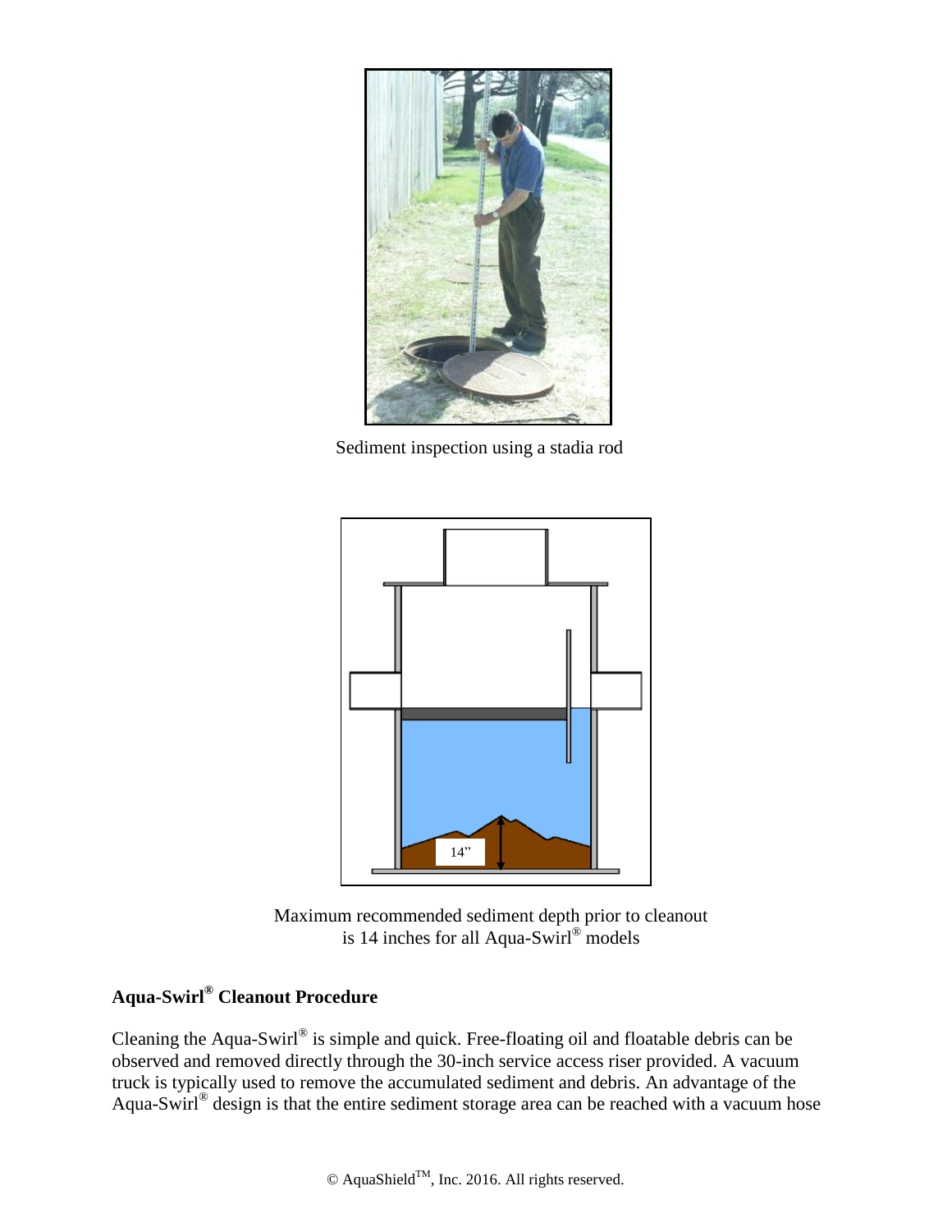Sediment inspection using a stadia rod

Maximum recommended sediment depth prior to cleanout is 14 inches for all Aqua-Swirl® models

**Aqua-Swirl® Cleanout Procedure**

Cleaning the Aqua-Swirl® is simple and quick. Free-floating oil and floatable debris can be observed and removed directly through the 30-inch service access riser provided. A vacuum truck is typically used to remove the accumulated sediment and debris. An advantage of the Aqua-Swirl® design is that the entire sediment storage area can be reached with a vacuum hose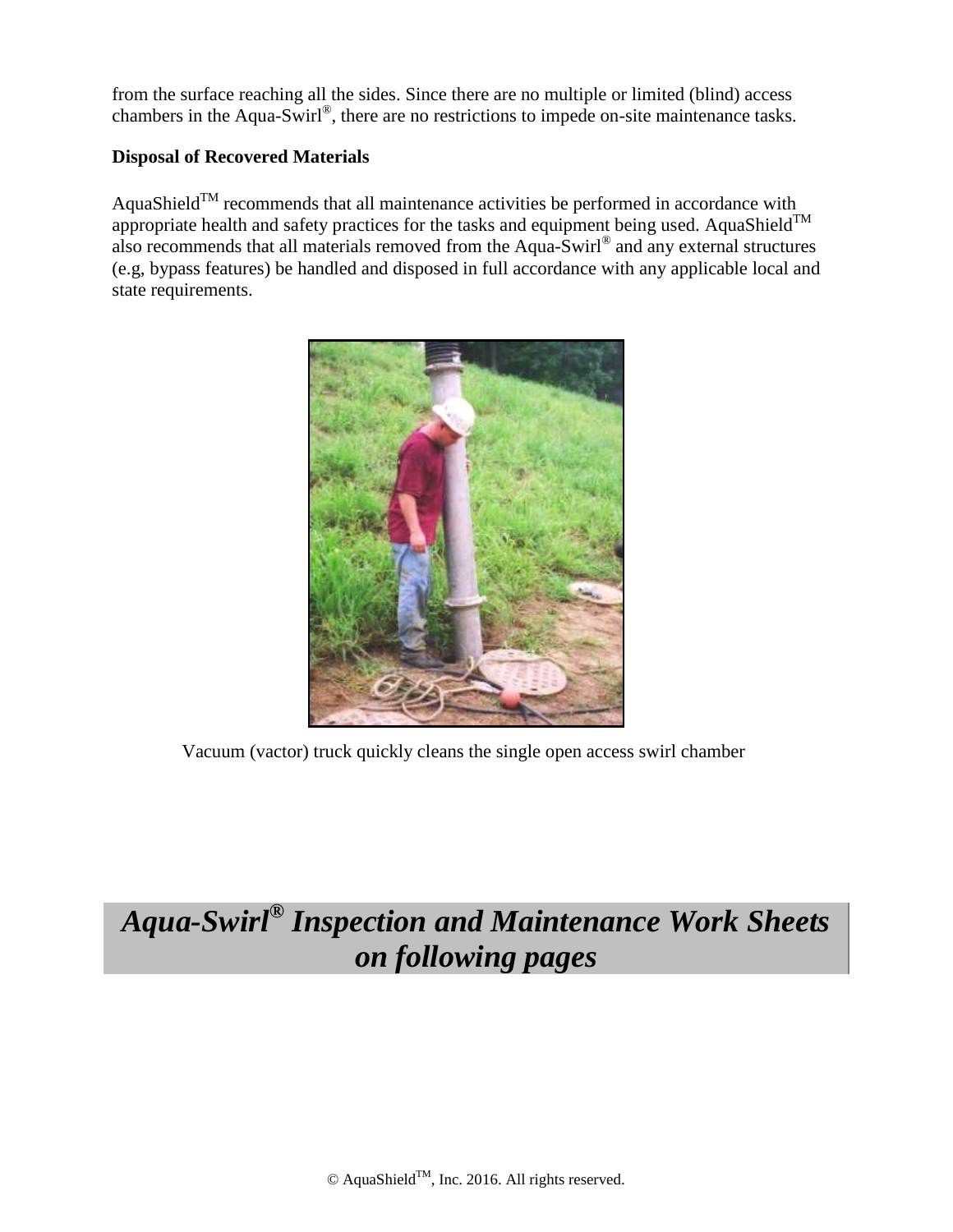from the surface reaching all the sides. Since there are no multiple or limited (blind) access chambers in the Aqua-Swirl®, there are no restrictions to impede on-site maintenance tasks.

**Disposal of Recovered Materials**

AquaShield™ recommends that all maintenance activities be performed in accordance with appropriate health and safety practices for the tasks and equipment being used. AquaShield™ also recommends that all materials removed from the Aqua-Swirl® and any external structures (e.g, bypass features) be handled and disposed in full accordance with any applicable local and state requirements.

Vacuum (vactor) truck quickly cleans the single open access swirl chamber

## *Aqua-Swirl® Inspection and Maintenance Work Sheets on following pages*

© AquaShield™, Inc. 2016. All rights reserved.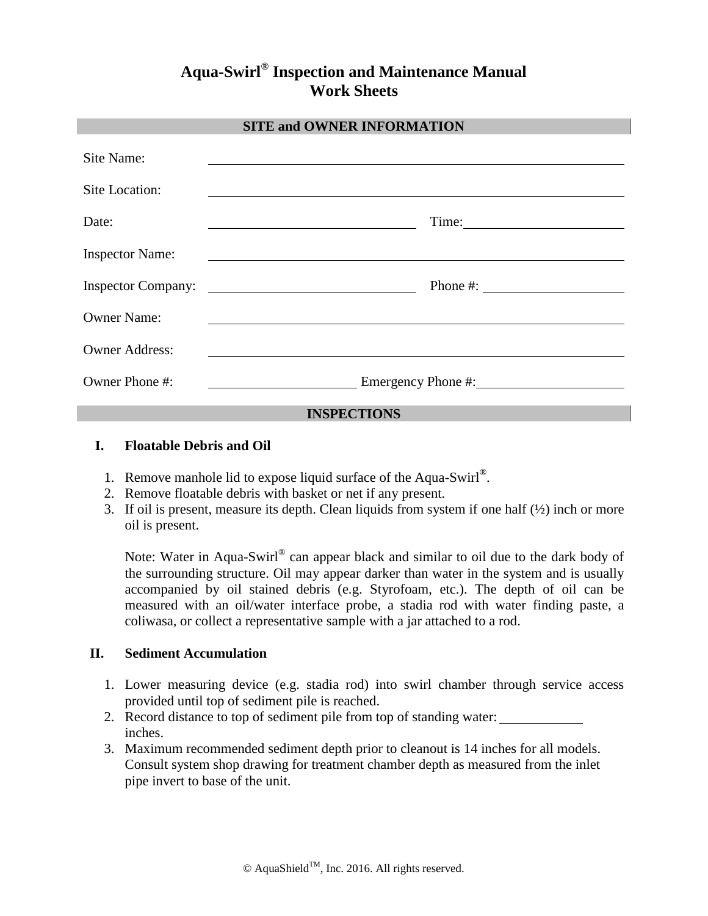# Aqua-Swirl® Inspection and Maintenance Manual
# Work Sheets

## SITE and OWNER INFORMATION

Site Name: ______________________________________________

Site Location: ______________________________________________

Date: ______________________ Time: ______________________

Inspector Name: ______________________________________________

Inspector Company: ______________________ Phone #: ______________________

Owner Name: ______________________________________________

Owner Address: ______________________________________________

Owner Phone #: ______________________ Emergency Phone #: ______________________

## INSPECTIONS

### I. Floatable Debris and Oil

1. Remove manhole lid to expose liquid surface of the Aqua-Swirl®.
2. Remove floatable debris with basket or net if any present.
3. If oil is present, measure its depth. Clean liquids from system if one half (½) inch or more oil is present.

   Note: Water in Aqua-Swirl® can appear black and similar to oil due to the dark body of the surrounding structure. Oil may appear darker than water in the system and is usually accompanied by oil stained debris (e.g. Styrofoam, etc.). The depth of oil can be measured with an oil/water interface probe, a stadia rod with water finding paste, a coliwasa, or collect a representative sample with a jar attached to a rod.

### II. Sediment Accumulation

1. Lower measuring device (e.g. stadia rod) into swirl chamber through service access provided until top of sediment pile is reached.
2. Record distance to top of sediment pile from top of standing water: ____________ inches.
3. Maximum recommended sediment depth prior to cleanout is 14 inches for all models. Consult system shop drawing for treatment chamber depth as measured from the inlet pipe invert to base of the unit.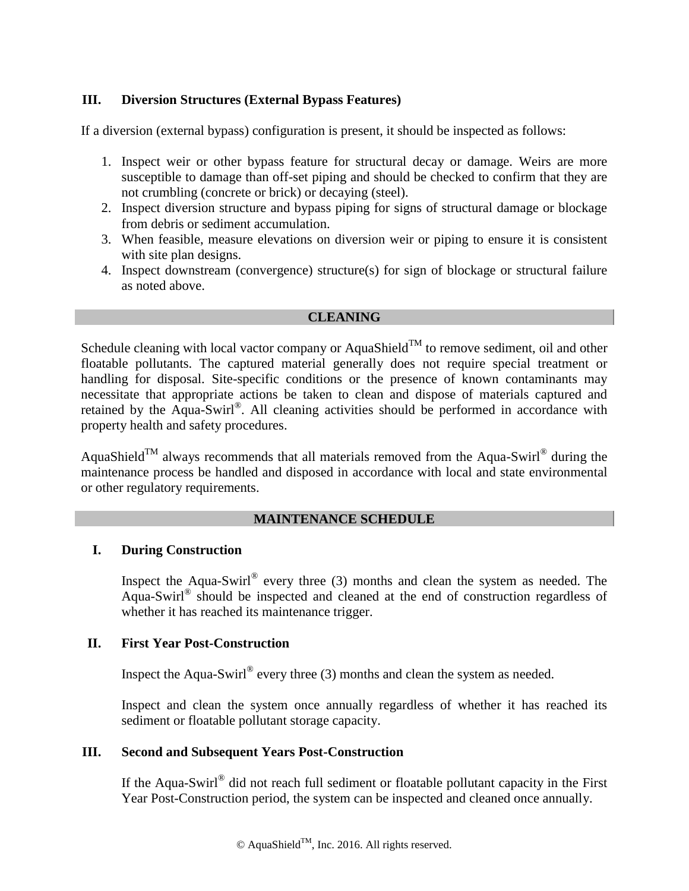### III. Diversion Structures (External Bypass Features)

If a diversion (external bypass) configuration is present, it should be inspected as follows:

1. Inspect weir or other bypass feature for structural decay or damage. Weirs are more susceptible to damage than off-set piping and should be checked to confirm that they are not crumbling (concrete or brick) or decaying (steel).
2. Inspect diversion structure and bypass piping for signs of structural damage or blockage from debris or sediment accumulation.
3. When feasible, measure elevations on diversion weir or piping to ensure it is consistent with site plan designs.
4. Inspect downstream (convergence) structure(s) for sign of blockage or structural failure as noted above.

## CLEANING

Schedule cleaning with local vactor company or AquaShield™ to remove sediment, oil and other floatable pollutants. The captured material generally does not require special treatment or handling for disposal. Site-specific conditions or the presence of known contaminants may necessitate that appropriate actions be taken to clean and dispose of materials captured and retained by the Aqua-Swirl®. All cleaning activities should be performed in accordance with property health and safety procedures.

AquaShield™ always recommends that all materials removed from the Aqua-Swirl® during the maintenance process be handled and disposed in accordance with local and state environmental or other regulatory requirements.

## MAINTENANCE SCHEDULE

### I. During Construction

Inspect the Aqua-Swirl® every three (3) months and clean the system as needed. The Aqua-Swirl® should be inspected and cleaned at the end of construction regardless of whether it has reached its maintenance trigger.

### II. First Year Post-Construction

Inspect the Aqua-Swirl® every three (3) months and clean the system as needed.

Inspect and clean the system once annually regardless of whether it has reached its sediment or floatable pollutant storage capacity.

### III. Second and Subsequent Years Post-Construction

If the Aqua-Swirl® did not reach full sediment or floatable pollutant capacity in the First Year Post-Construction period, the system can be inspected and cleaned once annually.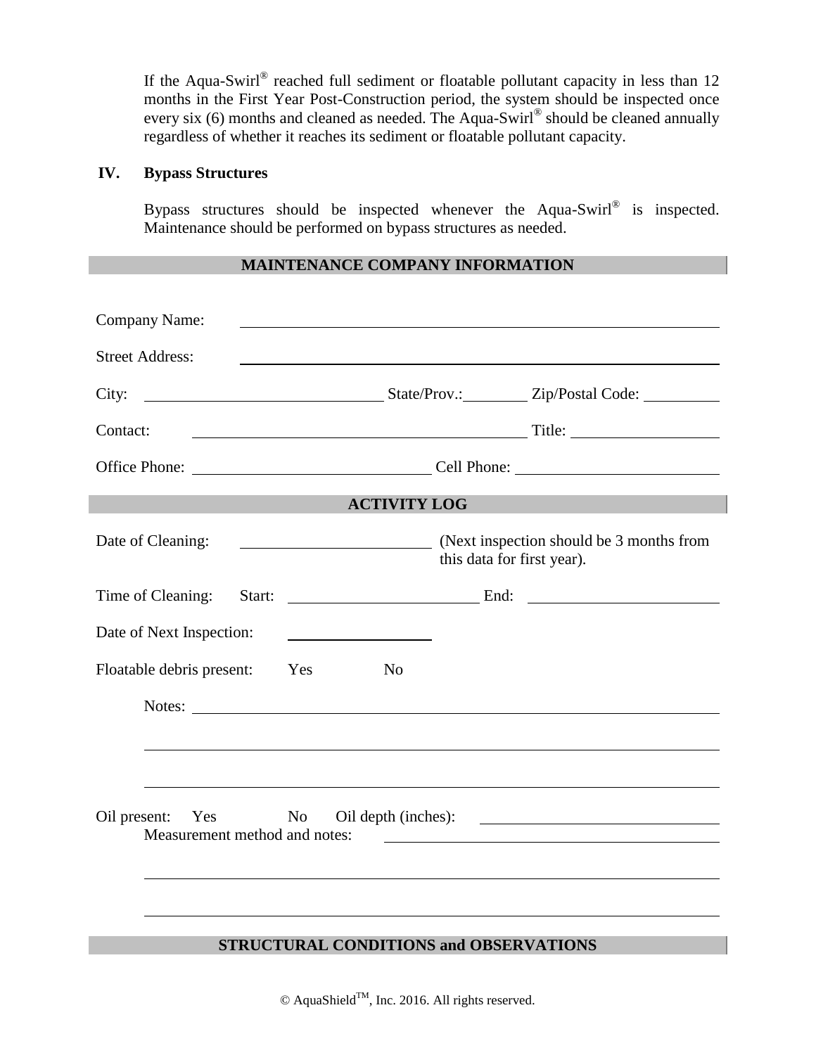If the Aqua-Swirl® reached full sediment or floatable pollutant capacity in less than 12 months in the First Year Post-Construction period, the system should be inspected once every six (6) months and cleaned as needed. The Aqua-Swirl® should be cleaned annually regardless of whether it reaches its sediment or floatable pollutant capacity.

## IV. Bypass Structures

Bypass structures should be inspected whenever the Aqua-Swirl® is inspected. Maintenance should be performed on bypass structures as needed.

## MAINTENANCE COMPANY INFORMATION

Company Name: ____________________

Street Address: ____________________

City: ____________________ State/Prov.: __________ Zip/Postal Code: __________

Contact: ____________________ Title: __________

Office Phone: ____________________ Cell Phone: ____________________

## ACTIVITY LOG

Date of Cleaning: ____________________ (Next inspection should be 3 months from this data for first year).

Time of Cleaning: Start: ____________________ End: ____________________

Date of Next Inspection: ____________________

Floatable debris present: Yes No

Notes: ____________________

____________________

____________________

Oil present: Yes No Oil depth (inches): ____________________

Measurement method and notes: ____________________

____________________

____________________

## STRUCTURAL CONDITIONS and OBSERVATIONS

© AquaShield™, Inc. 2016. All rights reserved.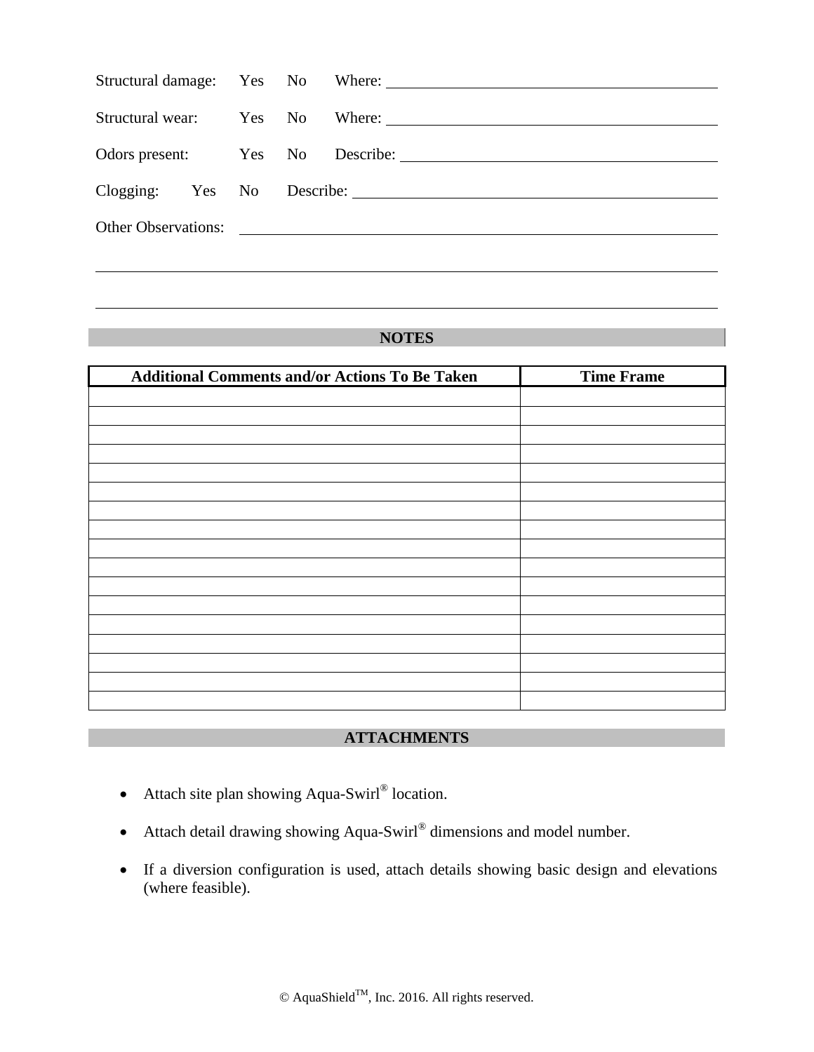Structural damage: Yes No Where: ____________________________________________

Structural wear: Yes No Where: ____________________________________________

Odors present: Yes No Describe: ____________________________________________

Clogging: Yes No Describe: ____________________________________________

Other Observations: ____________________________________________

______________________________________________________________________

______________________________________________________________________

## NOTES

| Additional Comments and/or Actions To Be Taken | Time Frame |
|---|---|
| | |
| | |
| | |
| | |
| | |
| | |
| | |
| | |
| | |
| | |
| | |
| | |
| | |
| | |
| | |
| | |
| | |

## ATTACHMENTS

- Attach site plan showing Aqua-Swirl® location.
- Attach detail drawing showing Aqua-Swirl® dimensions and model number.
- If a diversion configuration is used, attach details showing basic design and elevations (where feasible).

© AquaShield™, Inc. 2016. All rights reserved.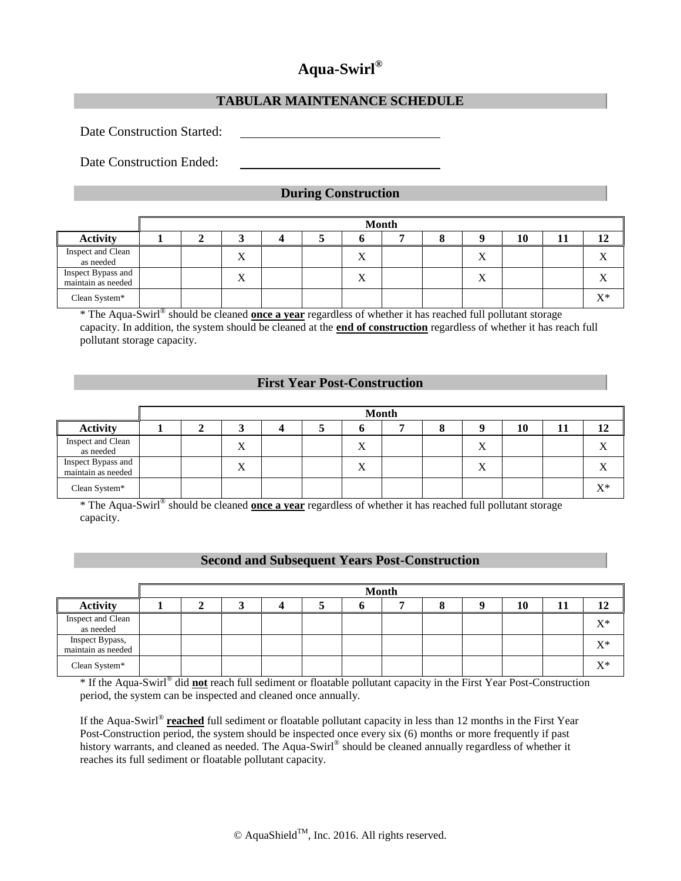# Aqua-Swirl®

## TABULAR MAINTENANCE SCHEDULE

Date Construction Started: ______________________________

Date Construction Ended: ______________________________

## During Construction

| | Month | | | | | | | | | | | |
|---|---|---|---|---|---|---|---|---|---|---|---|---|
| **Activity** | **1** | **2** | **3** | **4** | **5** | **6** | **7** | **8** | **9** | **10** | **11** | **12** |
| Inspect and Clean as needed | | | X | | | X | | | X | | | X |
| Inspect Bypass and maintain as needed | | | X | | | X | | | X | | | X |
| Clean System* | | | | | | | | | | | | X* |

* The Aqua-Swirl® should be cleaned **once a year** regardless of whether it has reached full pollutant storage capacity. In addition, the system should be cleaned at the **end of construction** regardless of whether it has reach full pollutant storage capacity.

## First Year Post-Construction

| | Month | | | | | | | | | | | |
|---|---|---|---|---|---|---|---|---|---|---|---|---|
| **Activity** | **1** | **2** | **3** | **4** | **5** | **6** | **7** | **8** | **9** | **10** | **11** | **12** |
| Inspect and Clean as needed | | | X | | | X | | | X | | | X |
| Inspect Bypass and maintain as needed | | | X | | | X | | | X | | | X |
| Clean System* | | | | | | | | | | | | X* |

* The Aqua-Swirl® should be cleaned **once a year** regardless of whether it has reached full pollutant storage capacity.

## Second and Subsequent Years Post-Construction

| | Month | | | | | | | | | | | |
|---|---|---|---|---|---|---|---|---|---|---|---|---|
| **Activity** | **1** | **2** | **3** | **4** | **5** | **6** | **7** | **8** | **9** | **10** | **11** | **12** |
| Inspect and Clean as needed | | | | | | | | | | | | X* |
| Inspect Bypass, maintain as needed | | | | | | | | | | | | X* |
| Clean System* | | | | | | | | | | | | X* |

* If the Aqua-Swirl® did **not** reach full sediment or floatable pollutant capacity in the First Year Post-Construction period, the system can be inspected and cleaned once annually.

If the Aqua-Swirl® **reached** full sediment or floatable pollutant capacity in less than 12 months in the First Year Post-Construction period, the system should be inspected once every six (6) months or more frequently if past history warrants, and cleaned as needed. The Aqua-Swirl® should be cleaned annually regardless of whether it reaches its full sediment or floatable pollutant capacity.

© AquaShield™, Inc. 2016. All rights reserved.